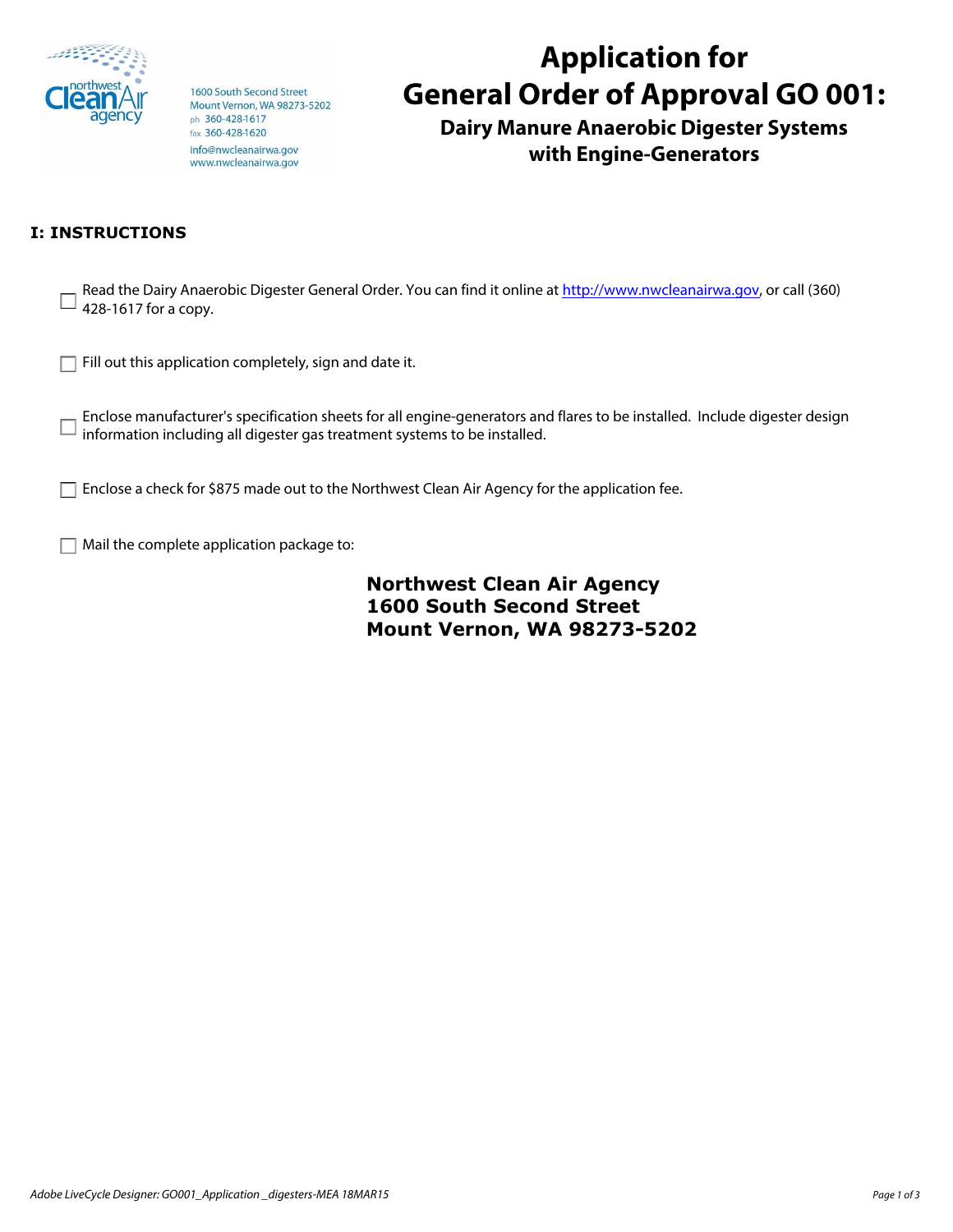northwest Clean Air agency

1600 South Second Street
Mount Vernon, WA 98273-5202
ph 360-428-1617
fax 360-428-1620
info@nwcleanairwa.gov
www.nwcleanairwa.gov

# Application for General Order of Approval GO 001:

## Dairy Manure Anaerobic Digester Systems with Engine-Generators

### I: INSTRUCTIONS

- ☐ Read the Dairy Anaerobic Digester General Order. You can find it online at http://www.nwcleanairwa.gov, or call (360) 428-1617 for a copy.

- ☐ Fill out this application completely, sign and date it.

- ☐ Enclose manufacturer's specification sheets for all engine-generators and flares to be installed. Include digester design information including all digester gas treatment systems to be installed.

- ☐ Enclose a check for $875 made out to the Northwest Clean Air Agency for the application fee.

- ☐ Mail the complete application package to:

**Northwest Clean Air Agency**
**1600 South Second Street**
**Mount Vernon, WA 98273-5202**

*Adobe LiveCycle Designer: GO001_Application _digesters-MEA 18MAR15*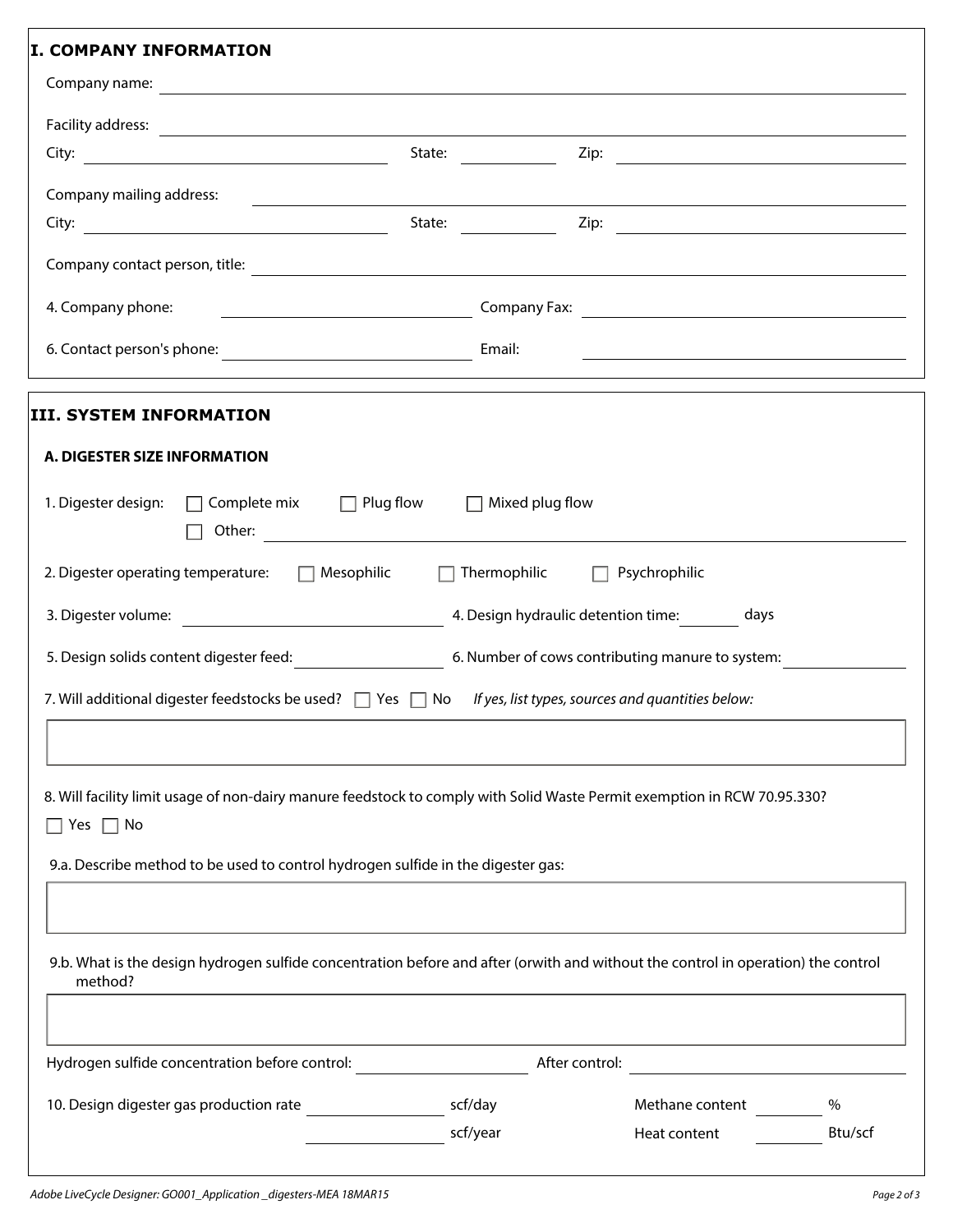## I. COMPANY INFORMATION

Company name: \_\_\_\_\_\_\_\_\_\_\_\_\_\_\_\_\_\_\_\_\_\_\_\_\_\_\_\_\_\_\_\_

Facility address: \_\_\_\_\_\_\_\_\_\_\_\_\_\_\_\_\_\_\_\_\_\_\_\_\_\_\_\_\_\_\_\_

City: \_\_\_\_\_\_\_\_\_\_\_\_\_\_\_\_ State: \_\_\_\_\_\_\_\_ Zip: \_\_\_\_\_\_\_\_\_\_\_\_

Company mailing address: \_\_\_\_\_\_\_\_\_\_\_\_\_\_\_\_\_\_\_\_\_\_\_\_\_\_\_\_\_\_\_\_

City: \_\_\_\_\_\_\_\_\_\_\_\_\_\_\_\_ State: \_\_\_\_\_\_\_\_ Zip: \_\_\_\_\_\_\_\_\_\_\_\_

Company contact person, title: \_\_\_\_\_\_\_\_\_\_\_\_\_\_\_\_\_\_\_\_\_\_\_\_\_\_\_\_\_\_\_\_

4. Company phone: \_\_\_\_\_\_\_\_\_\_\_\_\_\_\_\_ Company Fax: \_\_\_\_\_\_\_\_\_\_\_\_\_\_\_\_

6. Contact person's phone: \_\_\_\_\_\_\_\_\_\_\_\_\_\_\_\_ Email: \_\_\_\_\_\_\_\_\_\_\_\_\_\_\_\_

## III. SYSTEM INFORMATION

### A. DIGESTER SIZE INFORMATION

1. Digester design: ☐ Complete mix ☐ Plug flow ☐ Mixed plug flow
   ☐ Other: \_\_\_\_\_\_\_\_\_\_\_\_\_\_\_\_\_\_\_\_\_\_\_\_\_\_\_\_\_\_\_\_

2. Digester operating temperature: ☐ Mesophilic ☐ Thermophilic ☐ Psychrophilic

3. Digester volume: \_\_\_\_\_\_\_\_\_\_\_\_\_\_\_\_ 4. Design hydraulic detention time: \_\_\_\_\_\_\_\_ days

5. Design solids content digester feed: \_\_\_\_\_\_\_\_\_\_\_\_\_\_\_\_ 6. Number of cows contributing manure to system: \_\_\_\_\_\_\_\_\_\_\_\_\_\_\_\_

7. Will additional digester feedstocks be used? ☐ Yes ☐ No *If yes, list types, sources and quantities below:*

8. Will facility limit usage of non-dairy manure feedstock to comply with Solid Waste Permit exemption in RCW 70.95.330?

   ☐ Yes ☐ No

9.a. Describe method to be used to control hydrogen sulfide in the digester gas:

9.b. What is the design hydrogen sulfide concentration before and after (orwith and without the control in operation) the control method?

Hydrogen sulfide concentration before control: \_\_\_\_\_\_\_\_\_\_\_\_\_\_\_\_ After control: \_\_\_\_\_\_\_\_\_\_\_\_\_\_\_\_

10. Design digester gas production rate \_\_\_\_\_\_\_\_\_\_\_\_\_\_\_\_ scf/day Methane content \_\_\_\_\_\_\_\_ %

    \_\_\_\_\_\_\_\_\_\_\_\_\_\_\_\_ scf/year Heat content \_\_\_\_\_\_\_\_ Btu/scf

Adobe LiveCycle Designer: GO001_Application _digesters-MEA 18MAR15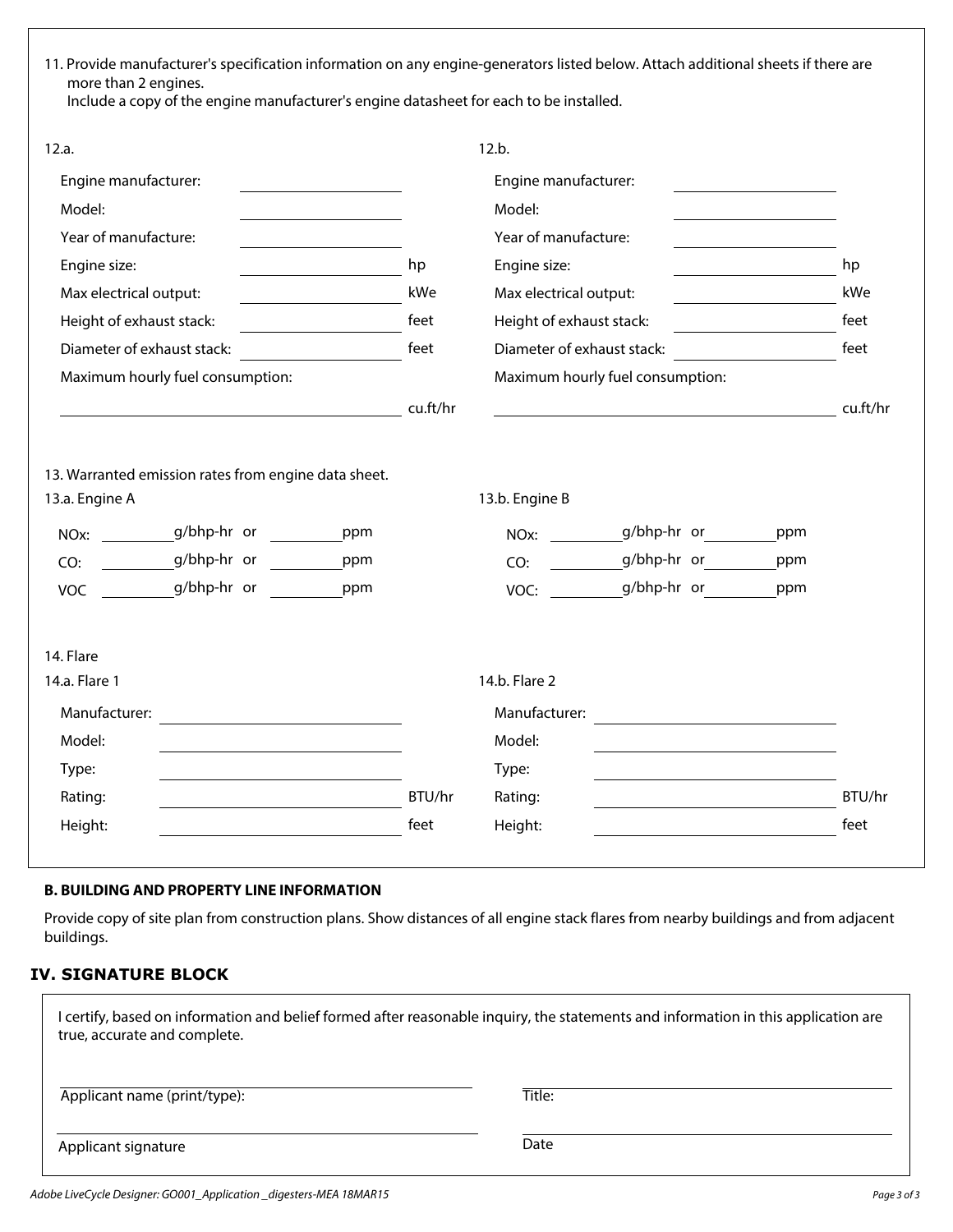11. Provide manufacturer's specification information on any engine-generators listed below. Attach additional sheets if there are more than 2 engines.
    Include a copy of the engine manufacturer's engine datasheet for each to be installed.

**12.a.**

Engine manufacturer: ____________________

Model: ____________________

Year of manufacture: ____________________

Engine size: ____________________ hp

Max electrical output: ____________________ kWe

Height of exhaust stack: ____________________ feet

Diameter of exhaust stack: ____________________ feet

Maximum hourly fuel consumption:

________________________________________ cu.ft/hr

**12.b.**

Engine manufacturer: ____________________

Model: ____________________

Year of manufacture: ____________________

Engine size: ____________________ hp

Max electrical output: ____________________ kWe

Height of exhaust stack: ____________________ feet

Diameter of exhaust stack: ____________________ feet

Maximum hourly fuel consumption:

________________________________________ cu.ft/hr

13. Warranted emission rates from engine data sheet.

**13.a. Engine A**

NOx: __________ g/bhp-hr or __________ ppm

CO: __________ g/bhp-hr or __________ ppm

VOC __________ g/bhp-hr or __________ ppm

**13.b. Engine B**

NOx: __________ g/bhp-hr or __________ ppm

CO: __________ g/bhp-hr or __________ ppm

VOC: __________ g/bhp-hr or __________ ppm

14. Flare

**14.a. Flare 1**

Manufacturer: ____________________

Model: ____________________

Type: ____________________

Rating: ____________________ BTU/hr

Height: ____________________ feet

**14.b. Flare 2**

Manufacturer: ____________________

Model: ____________________

Type: ____________________

Rating: ____________________ BTU/hr

Height: ____________________ feet

**B. BUILDING AND PROPERTY LINE INFORMATION**

Provide copy of site plan from construction plans. Show distances of all engine stack flares from nearby buildings and from adjacent buildings.

## IV. SIGNATURE BLOCK

I certify, based on information and belief formed after reasonable inquiry, the statements and information in this application are true, accurate and complete.

Applicant name (print/type): ____________________

Title: ____________________

Applicant signature ____________________

Date ____________________

*Adobe LiveCycle Designer: GO001_Application _digesters-MEA 18MAR15*